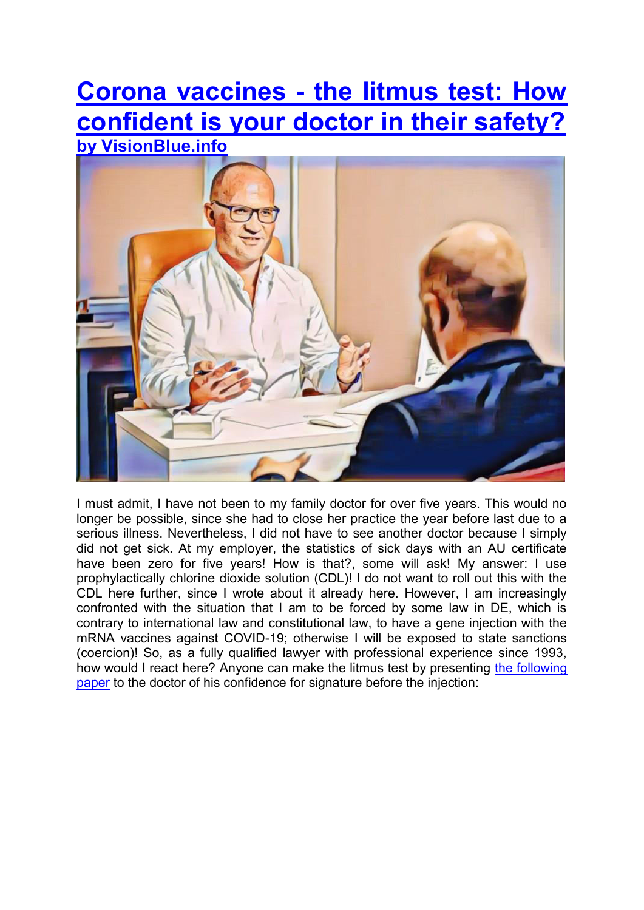# [Corona vaccines - the litmus test: How confident is your doctor in their safety?](#)

**[by VisionBlue.info](#)**

I must admit, I have not been to my family doctor for over five years. This would no longer be possible, since she had to close her practice the year before last due to a serious illness. Nevertheless, I did not have to see another doctor because I simply did not get sick. At my employer, the statistics of sick days with an AU certificate have been zero for five years! How is that?, some will ask! My answer: I use prophylactically chlorine dioxide solution (CDL)! I do not want to roll out this with the CDL here further, since I wrote about it already here. However, I am increasingly confronted with the situation that I am to be forced by some law in DE, which is contrary to international law and constitutional law, to have a gene injection with the mRNA vaccines against COVID-19; otherwise I will be exposed to state sanctions (coercion)! So, as a fully qualified lawyer with professional experience since 1993, how would I react here? Anyone can make the litmus test by presenting [the following paper](#) to the doctor of his confidence for signature before the injection: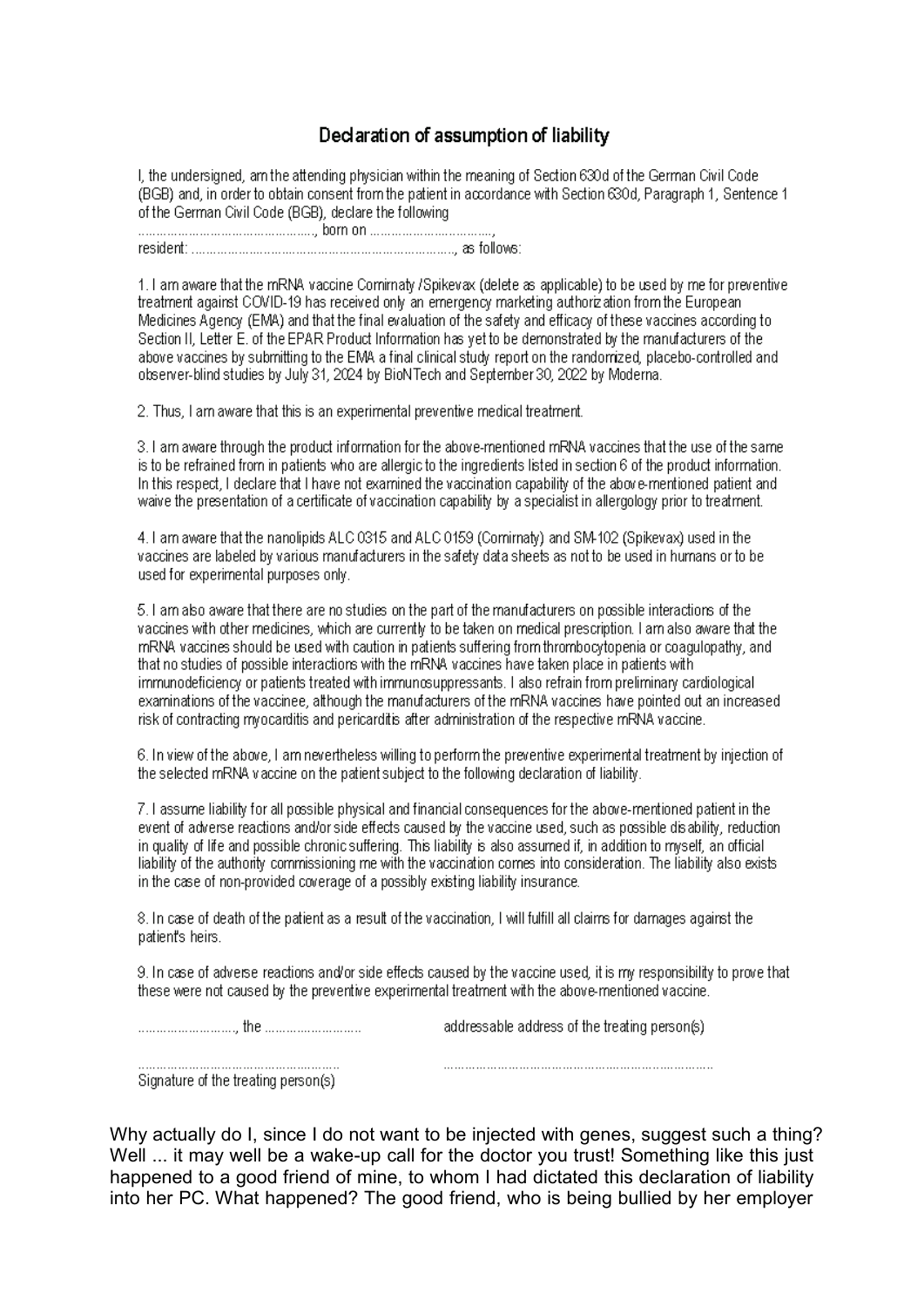# Declaration of assumption of liability

I, the undersigned, am the attending physician within the meaning of Section 630d of the German Civil Code (BGB) and, in order to obtain consent from the patient in accordance with Section 630d, Paragraph 1, Sentence 1 of the German Civil Code (BGB), declare the following

.............................................., born on ..................................,

resident: ......................................................................., as follows:

1. I am aware that the mRNA vaccine Comirnaty /Spikevax (delete as applicable) to be used by me for preventive treatment against COVID-19 has received only an emergency marketing authorization from the European Medicines Agency (EMA) and that the final evaluation of the safety and efficacy of these vaccines according to Section II, Letter E. of the EPAR Product Information has yet to be demonstrated by the manufacturers of the above vaccines by submitting to the EMA a final clinical study report on the randomized, placebo-controlled and observer-blind studies by July 31, 2024 by BioNTech and September 30, 2022 by Moderna.

2. Thus, I am aware that this is an experimental preventive medical treatment.

3. I am aware through the product information for the above-mentioned mRNA vaccines that the use of the same is to be refrained from in patients who are allergic to the ingredients listed in section 6 of the product information. In this respect, I declare that I have not examined the vaccination capability of the above-mentioned patient and waive the presentation of a certificate of vaccination capability by a specialist in allergology prior to treatment.

4. I am aware that the nanolipids ALC 0315 and ALC 0159 (Comirnaty) and SM-102 (Spikevax) used in the vaccines are labeled by various manufacturers in the safety data sheets as not to be used in humans or to be used for experimental purposes only.

5. I am also aware that there are no studies on the part of the manufacturers on possible interactions of the vaccines with other medicines, which are currently to be taken on medical prescription. I am also aware that the mRNA vaccines should be used with caution in patients suffering from thrombocytopenia or coagulopathy, and that no studies of possible interactions with the mRNA vaccines have taken place in patients with immunodeficiency or patients treated with immunosuppressants. I also refrain from preliminary cardiological examinations of the vaccinee, although the manufacturers of the mRNA vaccines have pointed out an increased risk of contracting myocarditis and pericarditis after administration of the respective mRNA vaccine.

6. In view of the above, I am nevertheless willing to perform the preventive experimental treatment by injection of the selected mRNA vaccine on the patient subject to the following declaration of liability.

7. I assume liability for all possible physical and financial consequences for the above-mentioned patient in the event of adverse reactions and/or side effects caused by the vaccine used, such as possible disability, reduction in quality of life and possible chronic suffering. This liability is also assumed if, in addition to myself, an official liability of the authority commissioning me with the vaccination comes into consideration. The liability also exists in the case of non-provided coverage of a possibly existing liability insurance.

8. In case of death of the patient as a result of the vaccination, I will fulfill all claims for damages against the patient's heirs.

9. In case of adverse reactions and/or side effects caused by the vaccine used, it is my responsibility to prove that these were not caused by the preventive experimental treatment with the above-mentioned vaccine.

..........................., the ...........................          addressable address of the treating person(s)

.......................................................          ...........................................................................

Signature of the treating person(s)

Why actually do I, since I do not want to be injected with genes, suggest such a thing? Well ... it may well be a wake-up call for the doctor you trust! Something like this just happened to a good friend of mine, to whom I had dictated this declaration of liability into her PC. What happened? The good friend, who is being bullied by her employer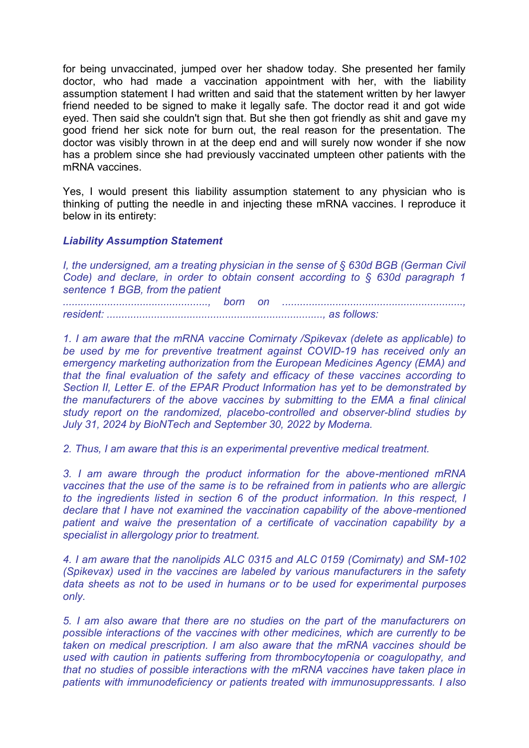for being unvaccinated, jumped over her shadow today. She presented her family doctor, who had made a vaccination appointment with her, with the liability assumption statement I had written and said that the statement written by her lawyer friend needed to be signed to make it legally safe. The doctor read it and got wide eyed. Then said she couldn't sign that. But she then got friendly as shit and gave my good friend her sick note for burn out, the real reason for the presentation. The doctor was visibly thrown in at the deep end and will surely now wonder if she now has a problem since she had previously vaccinated umpteen other patients with the mRNA vaccines.

Yes, I would present this liability assumption statement to any physician who is thinking of putting the needle in and injecting these mRNA vaccines. I reproduce it below in its entirety:

***Liability Assumption Statement***

*I, the undersigned, am a treating physician in the sense of § 630d BGB (German Civil Code) and declare, in order to obtain consent according to § 630d paragraph 1 sentence 1 BGB, from the patient ................................................, born on ............................................................., resident: ........................................................................, as follows:*

*1. I am aware that the mRNA vaccine Comirnaty /Spikevax (delete as applicable) to be used by me for preventive treatment against COVID-19 has received only an emergency marketing authorization from the European Medicines Agency (EMA) and that the final evaluation of the safety and efficacy of these vaccines according to Section II, Letter E. of the EPAR Product Information has yet to be demonstrated by the manufacturers of the above vaccines by submitting to the EMA a final clinical study report on the randomized, placebo-controlled and observer-blind studies by July 31, 2024 by BioNTech and September 30, 2022 by Moderna.*

*2. Thus, I am aware that this is an experimental preventive medical treatment.*

*3. I am aware through the product information for the above-mentioned mRNA vaccines that the use of the same is to be refrained from in patients who are allergic to the ingredients listed in section 6 of the product information. In this respect, I declare that I have not examined the vaccination capability of the above-mentioned patient and waive the presentation of a certificate of vaccination capability by a specialist in allergology prior to treatment.*

*4. I am aware that the nanolipids ALC 0315 and ALC 0159 (Comirnaty) and SM-102 (Spikevax) used in the vaccines are labeled by various manufacturers in the safety data sheets as not to be used in humans or to be used for experimental purposes only.*

*5. I am also aware that there are no studies on the part of the manufacturers on possible interactions of the vaccines with other medicines, which are currently to be taken on medical prescription. I am also aware that the mRNA vaccines should be used with caution in patients suffering from thrombocytopenia or coagulopathy, and that no studies of possible interactions with the mRNA vaccines have taken place in patients with immunodeficiency or patients treated with immunosuppressants. I also*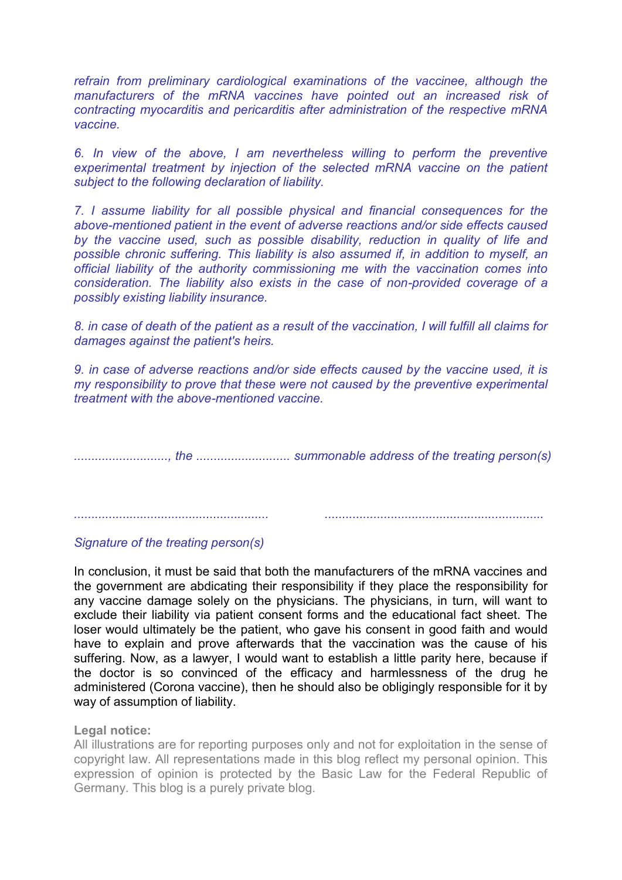*refrain from preliminary cardiological examinations of the vaccinee, although the manufacturers of the mRNA vaccines have pointed out an increased risk of contracting myocarditis and pericarditis after administration of the respective mRNA vaccine.*

*6. In view of the above, I am nevertheless willing to perform the preventive experimental treatment by injection of the selected mRNA vaccine on the patient subject to the following declaration of liability.*

*7. I assume liability for all possible physical and financial consequences for the above-mentioned patient in the event of adverse reactions and/or side effects caused by the vaccine used, such as possible disability, reduction in quality of life and possible chronic suffering. This liability is also assumed if, in addition to myself, an official liability of the authority commissioning me with the vaccination comes into consideration. The liability also exists in the case of non-provided coverage of a possibly existing liability insurance.*

*8. in case of death of the patient as a result of the vaccination, I will fulfill all claims for damages against the patient's heirs.*

*9. in case of adverse reactions and/or side effects caused by the vaccine used, it is my responsibility to prove that these were not caused by the preventive experimental treatment with the above-mentioned vaccine.*

*..........................., the .......................... summonable address of the treating person(s)*

*.......................................................      ..............................................................*

*Signature of the treating person(s)*

In conclusion, it must be said that both the manufacturers of the mRNA vaccines and the government are abdicating their responsibility if they place the responsibility for any vaccine damage solely on the physicians. The physicians, in turn, will want to exclude their liability via patient consent forms and the educational fact sheet. The loser would ultimately be the patient, who gave his consent in good faith and would have to explain and prove afterwards that the vaccination was the cause of his suffering. Now, as a lawyer, I would want to establish a little parity here, because if the doctor is so convinced of the efficacy and harmlessness of the drug he administered (Corona vaccine), then he should also be obligingly responsible for it by way of assumption of liability.

**Legal notice:**
All illustrations are for reporting purposes only and not for exploitation in the sense of copyright law. All representations made in this blog reflect my personal opinion. This expression of opinion is protected by the Basic Law for the Federal Republic of Germany. This blog is a purely private blog.